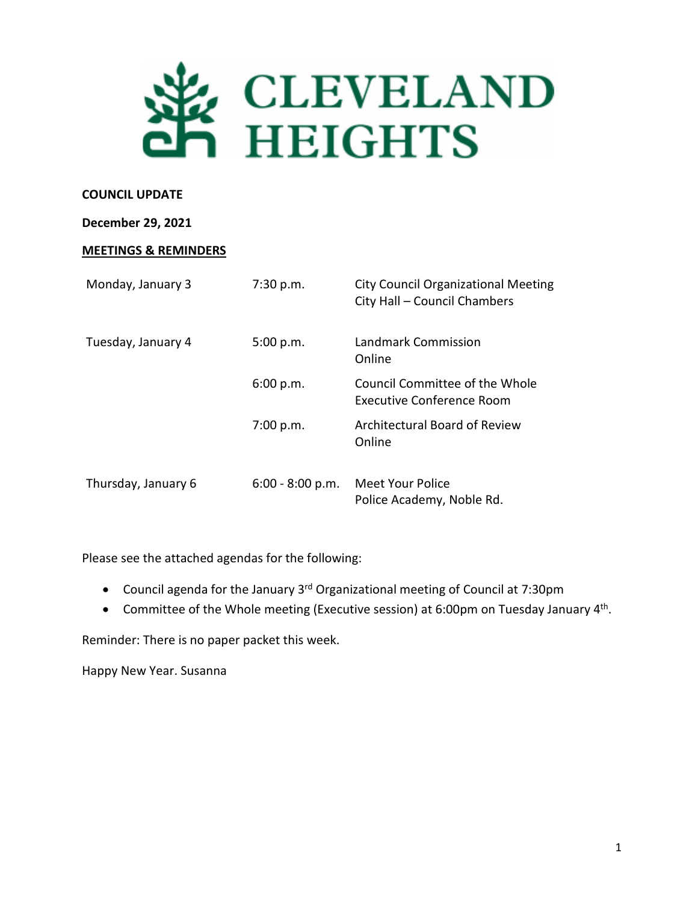# CLEVELAND HEIGHTS

**COUNCIL UPDATE**

**December 29, 2021**

**MEETINGS & REMINDERS**

| | | |
|---|---|---|
| Monday, January 3 | 7:30 p.m. | City Council Organizational Meeting<br>City Hall – Council Chambers |
| Tuesday, January 4 | 5:00 p.m. | Landmark Commission<br>Online |
| | 6:00 p.m. | Council Committee of the Whole<br>Executive Conference Room |
| | 7:00 p.m. | Architectural Board of Review<br>Online |
| Thursday, January 6 | 6:00 - 8:00 p.m. | Meet Your Police<br>Police Academy, Noble Rd. |

Please see the attached agendas for the following:

- Council agenda for the January 3rd Organizational meeting of Council at 7:30pm
- Committee of the Whole meeting (Executive session) at 6:00pm on Tuesday January 4th.

Reminder: There is no paper packet this week.

Happy New Year. Susanna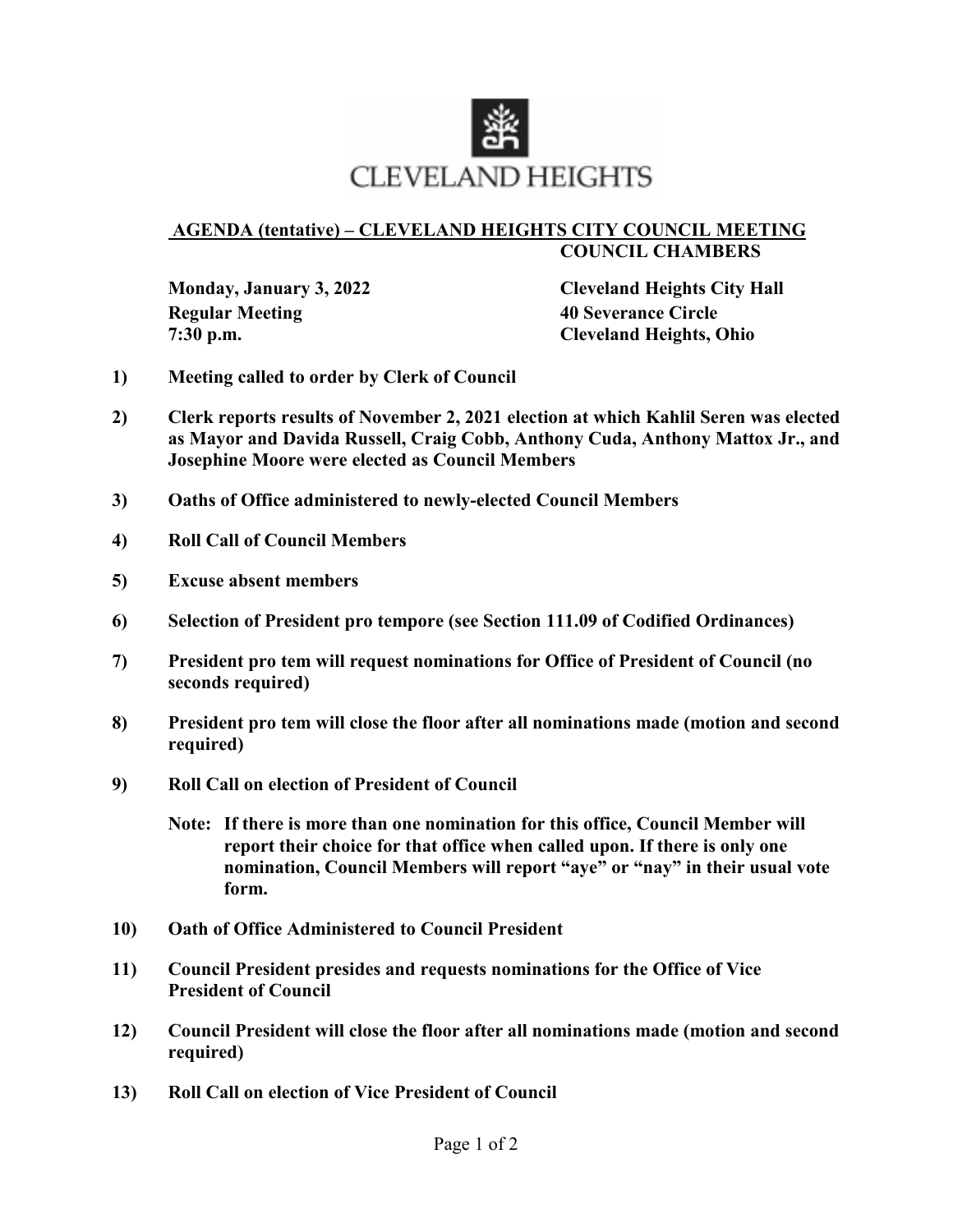# CLEVELAND HEIGHTS

## AGENDA (tentative) – CLEVELAND HEIGHTS CITY COUNCIL MEETING COUNCIL CHAMBERS

**Monday, January 3, 2022**
**Regular Meeting**
**7:30 p.m.**

**Cleveland Heights City Hall**
**40 Severance Circle**
**Cleveland Heights, Ohio**

1) **Meeting called to order by Clerk of Council**

2) **Clerk reports results of November 2, 2021 election at which Kahlil Seren was elected as Mayor and Davida Russell, Craig Cobb, Anthony Cuda, Anthony Mattox Jr., and Josephine Moore were elected as Council Members**

3) **Oaths of Office administered to newly-elected Council Members**

4) **Roll Call of Council Members**

5) **Excuse absent members**

6) **Selection of President pro tempore (see Section 111.09 of Codified Ordinances)**

7) **President pro tem will request nominations for Office of President of Council (no seconds required)**

8) **President pro tem will close the floor after all nominations made (motion and second required)**

9) **Roll Call on election of President of Council**

   **Note: If there is more than one nomination for this office, Council Member will report their choice for that office when called upon. If there is only one nomination, Council Members will report "aye" or "nay" in their usual vote form.**

10) **Oath of Office Administered to Council President**

11) **Council President presides and requests nominations for the Office of Vice President of Council**

12) **Council President will close the floor after all nominations made (motion and second required)**

13) **Roll Call on election of Vice President of Council**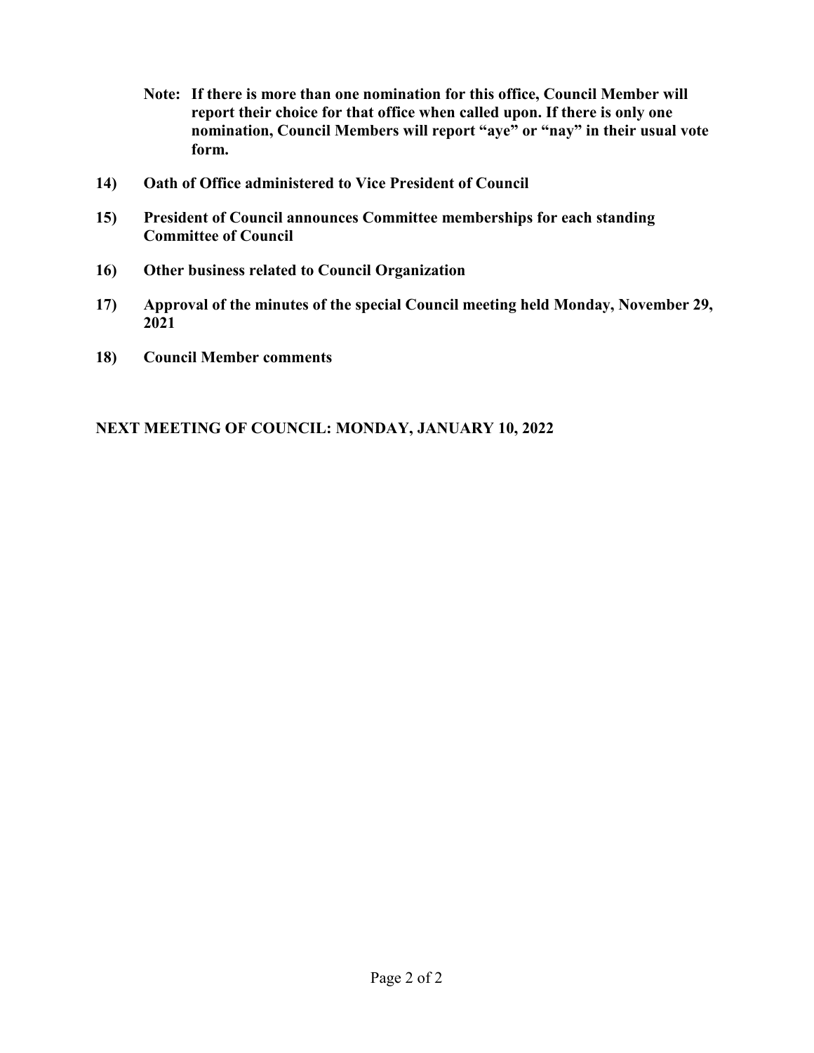**Note: If there is more than one nomination for this office, Council Member will report their choice for that office when called upon. If there is only one nomination, Council Members will report "aye" or "nay" in their usual vote form.**

**14) Oath of Office administered to Vice President of Council**

**15) President of Council announces Committee memberships for each standing Committee of Council**

**16) Other business related to Council Organization**

**17) Approval of the minutes of the special Council meeting held Monday, November 29, 2021**

**18) Council Member comments**

**NEXT MEETING OF COUNCIL: MONDAY, JANUARY 10, 2022**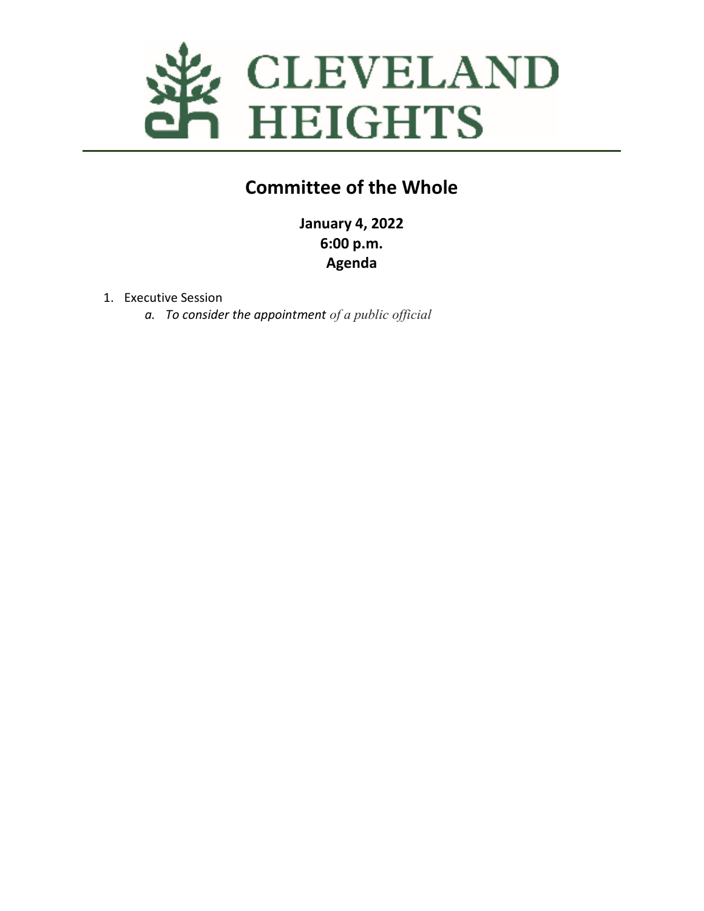# CLEVELAND HEIGHTS

## Committee of the Whole

**January 4, 2022**
**6:00 p.m.**
**Agenda**

1. Executive Session
   a. *To consider the appointment of a public official*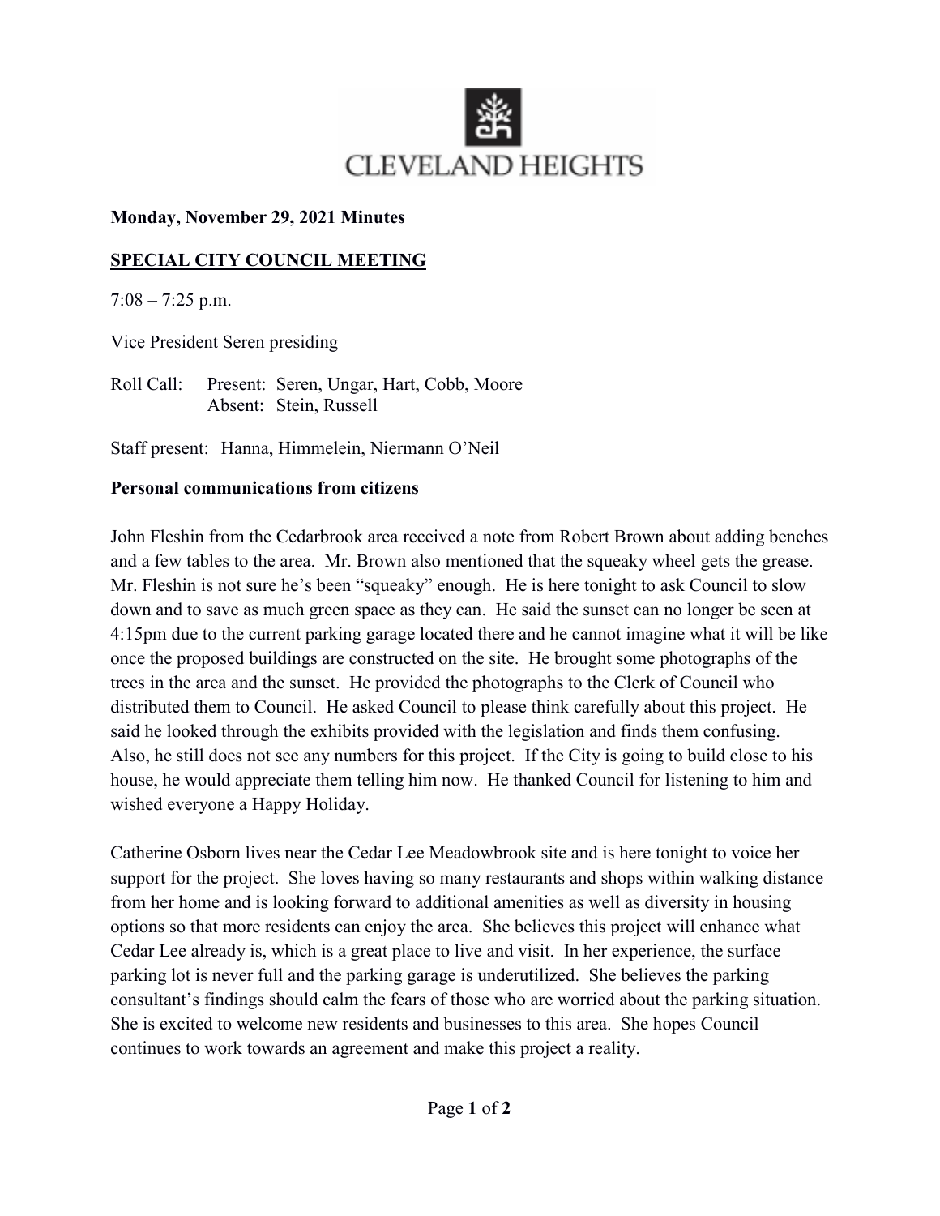CLEVELAND HEIGHTS

**Monday, November 29, 2021 Minutes**

**SPECIAL CITY COUNCIL MEETING**

7:08 – 7:25 p.m.

Vice President Seren presiding

Roll Call: Present: Seren, Ungar, Hart, Cobb, Moore
Absent: Stein, Russell

Staff present: Hanna, Himmelein, Niermann O'Neil

**Personal communications from citizens**

John Fleshin from the Cedarbrook area received a note from Robert Brown about adding benches and a few tables to the area. Mr. Brown also mentioned that the squeaky wheel gets the grease. Mr. Fleshin is not sure he's been "squeaky" enough. He is here tonight to ask Council to slow down and to save as much green space as they can. He said the sunset can no longer be seen at 4:15pm due to the current parking garage located there and he cannot imagine what it will be like once the proposed buildings are constructed on the site. He brought some photographs of the trees in the area and the sunset. He provided the photographs to the Clerk of Council who distributed them to Council. He asked Council to please think carefully about this project. He said he looked through the exhibits provided with the legislation and finds them confusing. Also, he still does not see any numbers for this project. If the City is going to build close to his house, he would appreciate them telling him now. He thanked Council for listening to him and wished everyone a Happy Holiday.

Catherine Osborn lives near the Cedar Lee Meadowbrook site and is here tonight to voice her support for the project. She loves having so many restaurants and shops within walking distance from her home and is looking forward to additional amenities as well as diversity in housing options so that more residents can enjoy the area. She believes this project will enhance what Cedar Lee already is, which is a great place to live and visit. In her experience, the surface parking lot is never full and the parking garage is underutilized. She believes the parking consultant's findings should calm the fears of those who are worried about the parking situation. She is excited to welcome new residents and businesses to this area. She hopes Council continues to work towards an agreement and make this project a reality.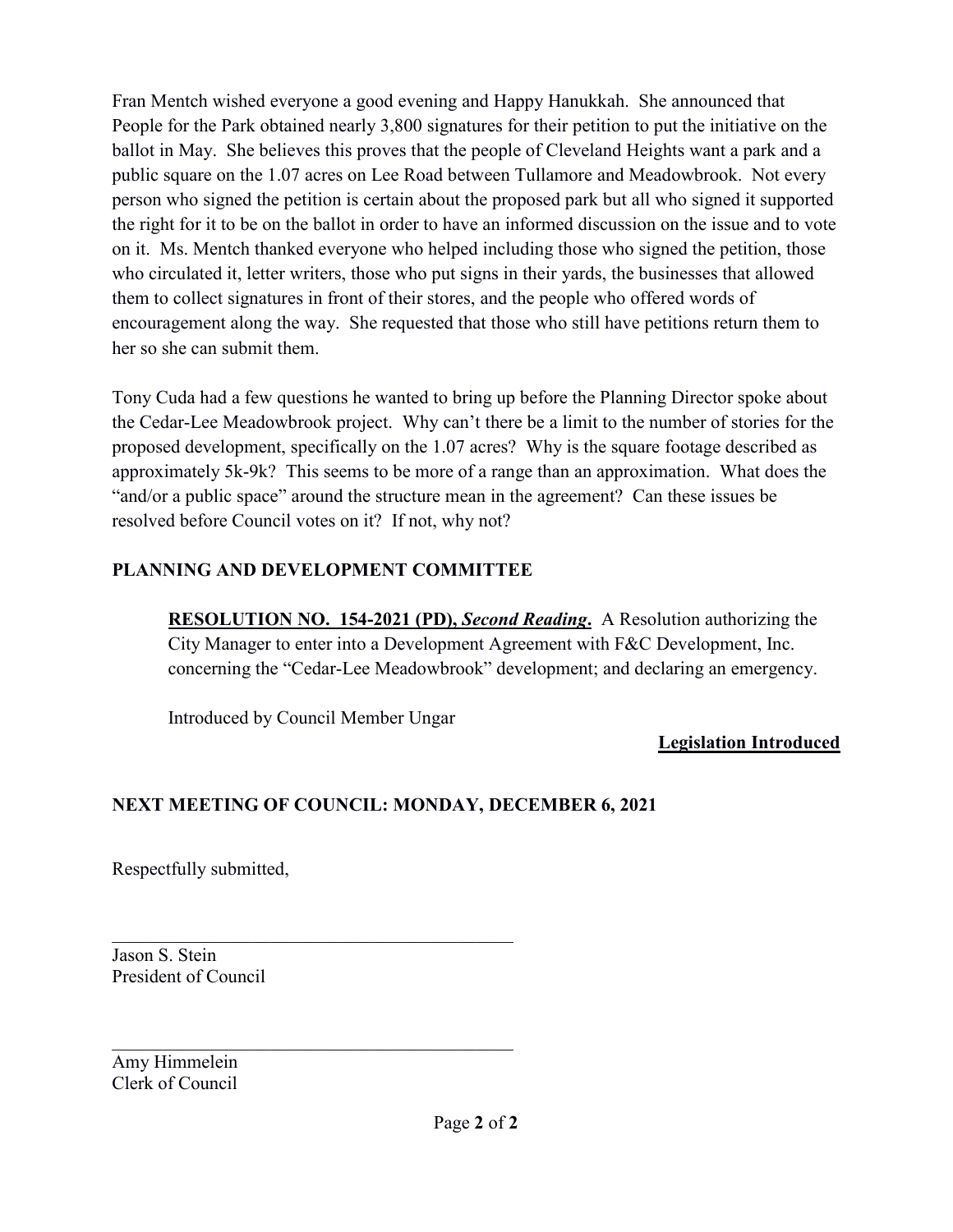Fran Mentch wished everyone a good evening and Happy Hanukkah. She announced that People for the Park obtained nearly 3,800 signatures for their petition to put the initiative on the ballot in May. She believes this proves that the people of Cleveland Heights want a park and a public square on the 1.07 acres on Lee Road between Tullamore and Meadowbrook. Not every person who signed the petition is certain about the proposed park but all who signed it supported the right for it to be on the ballot in order to have an informed discussion on the issue and to vote on it. Ms. Mentch thanked everyone who helped including those who signed the petition, those who circulated it, letter writers, those who put signs in their yards, the businesses that allowed them to collect signatures in front of their stores, and the people who offered words of encouragement along the way. She requested that those who still have petitions return them to her so she can submit them.

Tony Cuda had a few questions he wanted to bring up before the Planning Director spoke about the Cedar-Lee Meadowbrook project. Why can't there be a limit to the number of stories for the proposed development, specifically on the 1.07 acres? Why is the square footage described as approximately 5k-9k? This seems to be more of a range than an approximation. What does the "and/or a public space" around the structure mean in the agreement? Can these issues be resolved before Council votes on it? If not, why not?

## PLANNING AND DEVELOPMENT COMMITTEE

**RESOLUTION NO. 154-2021 (PD), *Second Reading*.** A Resolution authorizing the City Manager to enter into a Development Agreement with F&C Development, Inc. concerning the "Cedar-Lee Meadowbrook" development; and declaring an emergency.

Introduced by Council Member Ungar

**Legislation Introduced**

## NEXT MEETING OF COUNCIL: MONDAY, DECEMBER 6, 2021

Respectfully submitted,

______________________________________________
Jason S. Stein
President of Council

______________________________________________
Amy Himmelein
Clerk of Council